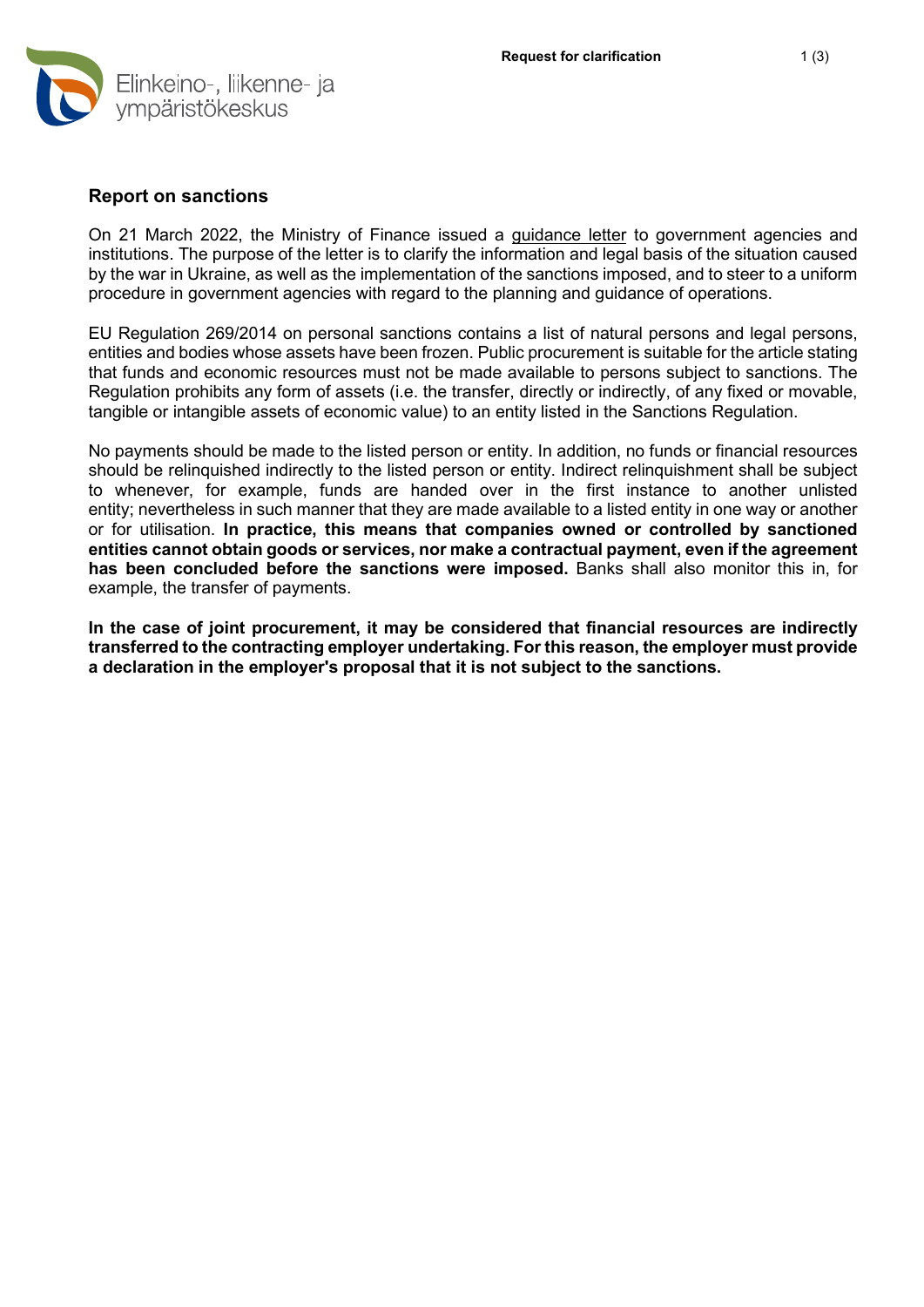## Report on sanctions

On 21 March 2022, the Ministry of Finance issued a guidance letter to government agencies and institutions. The purpose of the letter is to clarify the information and legal basis of the situation caused by the war in Ukraine, as well as the implementation of the sanctions imposed, and to steer to a uniform procedure in government agencies with regard to the planning and guidance of operations.

EU Regulation 269/2014 on personal sanctions contains a list of natural persons and legal persons, entities and bodies whose assets have been frozen. Public procurement is suitable for the article stating that funds and economic resources must not be made available to persons subject to sanctions. The Regulation prohibits any form of assets (i.e. the transfer, directly or indirectly, of any fixed or movable, tangible or intangible assets of economic value) to an entity listed in the Sanctions Regulation.

No payments should be made to the listed person or entity. In addition, no funds or financial resources should be relinquished indirectly to the listed person or entity. Indirect relinquishment shall be subject to whenever, for example, funds are handed over in the first instance to another unlisted entity; nevertheless in such manner that they are made available to a listed entity in one way or another or for utilisation. **In practice, this means that companies owned or controlled by sanctioned entities cannot obtain goods or services, nor make a contractual payment, even if the agreement has been concluded before the sanctions were imposed.** Banks shall also monitor this in, for example, the transfer of payments.

**In the case of joint procurement, it may be considered that financial resources are indirectly transferred to the contracting employer undertaking. For this reason, the employer must provide a declaration in the employer's proposal that it is not subject to the sanctions.**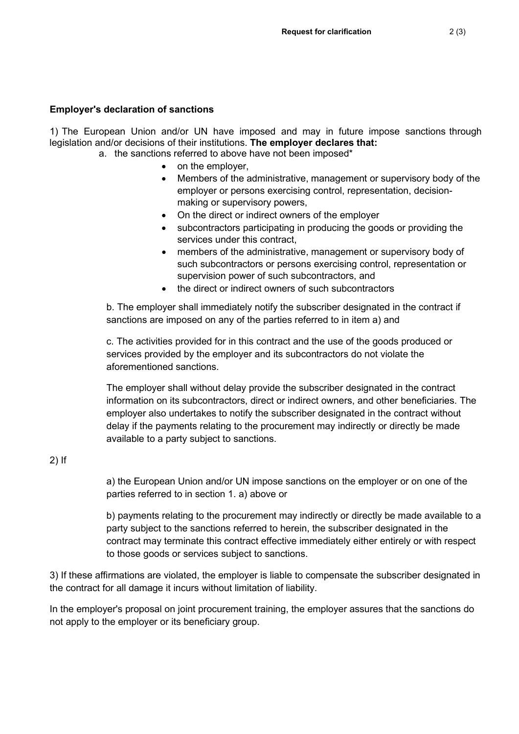**Employer's declaration of sanctions**

1) The European Union and/or UN have imposed and may in future impose sanctions through legislation and/or decisions of their institutions. **The employer declares that:**

a. the sanctions referred to above have not been imposed*
   - on the employer,
   - Members of the administrative, management or supervisory body of the employer or persons exercising control, representation, decision-making or supervisory powers,
   - On the direct or indirect owners of the employer
   - subcontractors participating in producing the goods or providing the services under this contract,
   - members of the administrative, management or supervisory body of such subcontractors or persons exercising control, representation or supervision power of such subcontractors, and
   - the direct or indirect owners of such subcontractors

b. The employer shall immediately notify the subscriber designated in the contract if sanctions are imposed on any of the parties referred to in item a) and

c. The activities provided for in this contract and the use of the goods produced or services provided by the employer and its subcontractors do not violate the aforementioned sanctions.

The employer shall without delay provide the subscriber designated in the contract information on its subcontractors, direct or indirect owners, and other beneficiaries. The employer also undertakes to notify the subscriber designated in the contract without delay if the payments relating to the procurement may indirectly or directly be made available to a party subject to sanctions.

2) If

a) the European Union and/or UN impose sanctions on the employer or on one of the parties referred to in section 1. a) above or

b) payments relating to the procurement may indirectly or directly be made available to a party subject to the sanctions referred to herein, the subscriber designated in the contract may terminate this contract effective immediately either entirely or with respect to those goods or services subject to sanctions.

3) If these affirmations are violated, the employer is liable to compensate the subscriber designated in the contract for all damage it incurs without limitation of liability.

In the employer's proposal on joint procurement training, the employer assures that the sanctions do not apply to the employer or its beneficiary group.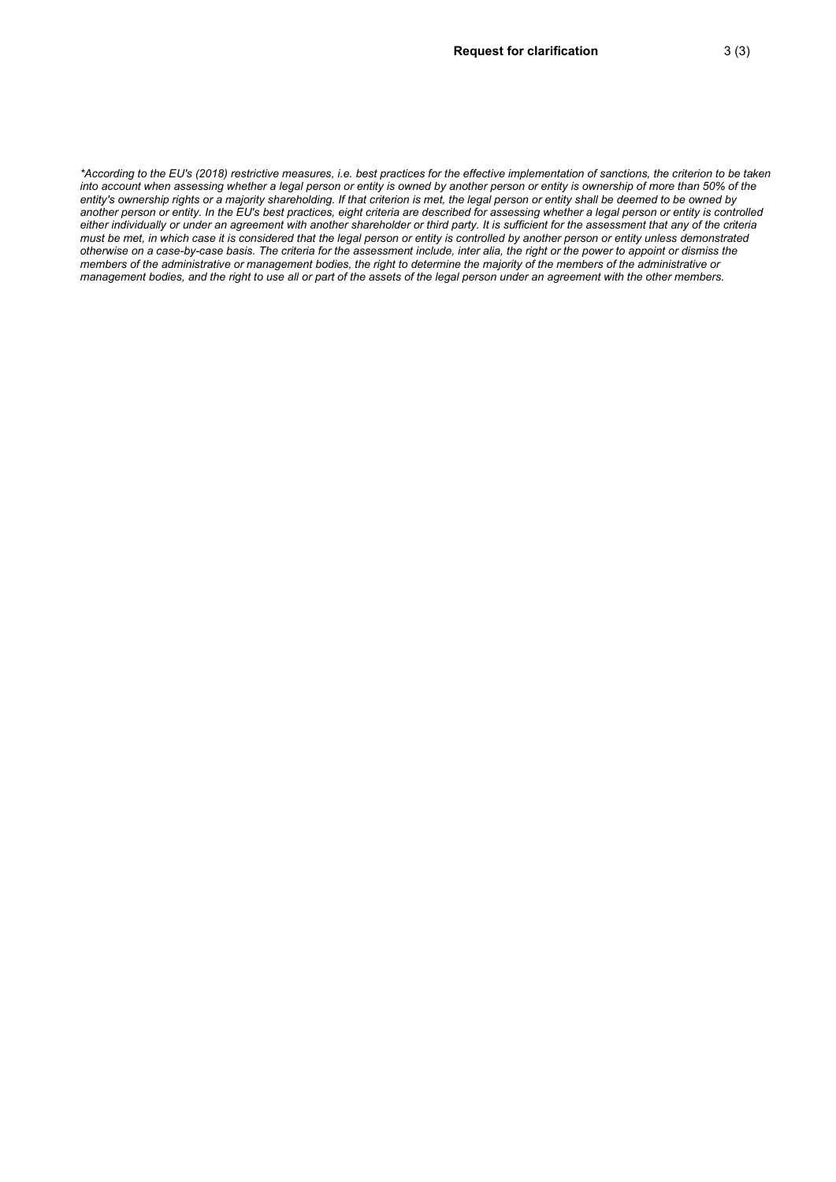*\*According to the EU's (2018) restrictive measures, i.e. best practices for the effective implementation of sanctions, the criterion to be taken into account when assessing whether a legal person or entity is owned by another person or entity is ownership of more than 50% of the entity's ownership rights or a majority shareholding. If that criterion is met, the legal person or entity shall be deemed to be owned by another person or entity. In the EU's best practices, eight criteria are described for assessing whether a legal person or entity is controlled either individually or under an agreement with another shareholder or third party. It is sufficient for the assessment that any of the criteria must be met, in which case it is considered that the legal person or entity is controlled by another person or entity unless demonstrated otherwise on a case-by-case basis. The criteria for the assessment include, inter alia, the right or the power to appoint or dismiss the members of the administrative or management bodies, the right to determine the majority of the members of the administrative or management bodies, and the right to use all or part of the assets of the legal person under an agreement with the other members.*